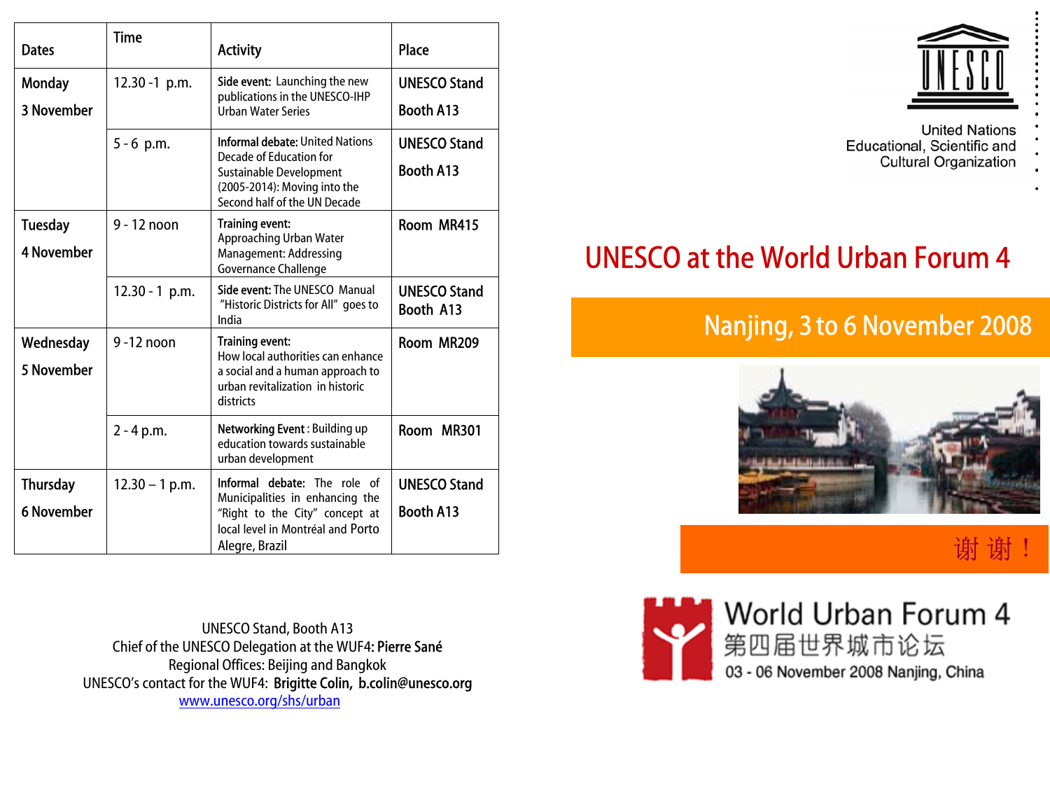| Dates | Time | Activity | Place |
| --- | --- | --- | --- |
| Monday 3 November | 12.30 -1 p.m. | **Side event:** Launching the new publications in the UNESCO-IHP Urban Water Series | UNESCO Stand Booth A13 |
| | 5 - 6 p.m. | **Informal debate:** United Nations Decade of Education for Sustainable Development (2005-2014): Moving into the Second half of the UN Decade | UNESCO Stand Booth A13 |
| Tuesday 4 November | 9 - 12 noon | **Training event:** Approaching Urban Water Management: Addressing Governance Challenge | Room MR415 |
| | 12.30 - 1 p.m. | **Side event:** The UNESCO Manual "Historic Districts for All" goes to India | UNESCO Stand Booth A13 |
| Wednesday 5 November | 9 -12 noon | **Training event:** How local authorities can enhance a social and a human approach to urban revitalization in historic districts | Room MR209 |
| | 2 - 4 p.m. | **Networking Event** : Building up education towards sustainable urban development | Room MR301 |
| Thursday 6 November | 12.30 – 1 p.m. | **Informal debate:** The role of Municipalities in enhancing the "Right to the City" concept at local level in Montréal and Porto Alegre, Brazil | UNESCO Stand Booth A13 |

UNESCO Stand, Booth A13
Chief of the UNESCO Delegation at the WUF4: **Pierre Sané**
Regional Offices: Beijing and Bangkok
UNESCO's contact for the WUF4: **Brigitte Colin, b.colin@unesco.org**
[www.unesco.org/shs/urban](http://www.unesco.org/shs/urban)

UNESCO

United Nations
Educational, Scientific and
Cultural Organization

# UNESCO at the World Urban Forum 4

## Nanjing, 3 to 6 November 2008

谢 谢！

World Urban Forum 4
第四届世界城市论坛
03 - 06 November 2008 Nanjing, China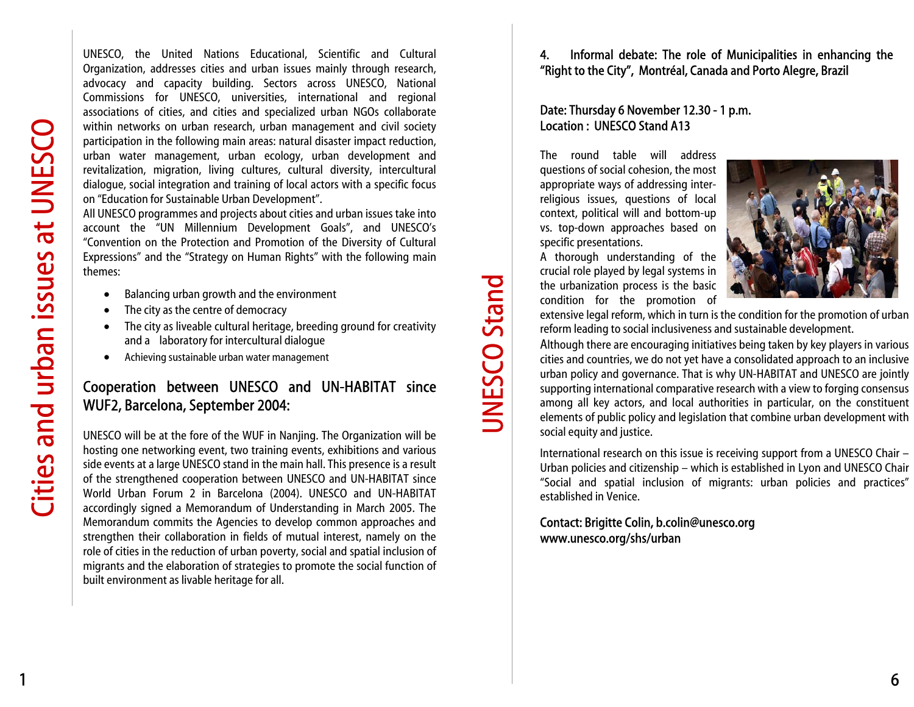# Cities and urban issues at UNESCO

UNESCO, the United Nations Educational, Scientific and Cultural Organization, addresses cities and urban issues mainly through research, advocacy and capacity building. Sectors across UNESCO, National Commissions for UNESCO, universities, international and regional associations of cities, and cities and specialized urban NGOs collaborate within networks on urban research, urban management and civil society participation in the following main areas: natural disaster impact reduction, urban water management, urban ecology, urban development and revitalization, migration, living cultures, cultural diversity, intercultural dialogue, social integration and training of local actors with a specific focus on "Education for Sustainable Urban Development".

All UNESCO programmes and projects about cities and urban issues take into account the "UN Millennium Development Goals", and UNESCO's "Convention on the Protection and Promotion of the Diversity of Cultural Expressions" and the "Strategy on Human Rights" with the following main themes:

- Balancing urban growth and the environment
- The city as the centre of democracy
- The city as liveable cultural heritage, breeding ground for creativity and a laboratory for intercultural dialogue
- Achieving sustainable urban water management

## Cooperation between UNESCO and UN-HABITAT since WUF2, Barcelona, September 2004:

UNESCO will be at the fore of the WUF in Nanjing. The Organization will be hosting one networking event, two training events, exhibitions and various side events at a large UNESCO stand in the main hall. This presence is a result of the strengthened cooperation between UNESCO and UN-HABITAT since World Urban Forum 2 in Barcelona (2004). UNESCO and UN-HABITAT accordingly signed a Memorandum of Understanding in March 2005. The Memorandum commits the Agencies to develop common approaches and strengthen their collaboration in fields of mutual interest, namely on the role of cities in the reduction of urban poverty, social and spatial inclusion of migrants and the elaboration of strategies to promote the social function of built environment as livable heritage for all.

# UNESCO Stand

## 4. Informal debate: The role of Municipalities in enhancing the "Right to the City", Montréal, Canada and Porto Alegre, Brazil

**Date: Thursday 6 November 12.30 - 1 p.m.**
**Location : UNESCO Stand A13**

The round table will address questions of social cohesion, the most appropriate ways of addressing inter-religious issues, questions of local context, political will and bottom-up vs. top-down approaches based on specific presentations.

A thorough understanding of the crucial role played by legal systems in the urbanization process is the basic condition for the promotion of extensive legal reform, which in turn is the condition for the promotion of urban reform leading to social inclusiveness and sustainable development.

Although there are encouraging initiatives being taken by key players in various cities and countries, we do not yet have a consolidated approach to an inclusive urban policy and governance. That is why UN-HABITAT and UNESCO are jointly supporting international comparative research with a view to forging consensus among all key actors, and local authorities in particular, on the constituent elements of public policy and legislation that combine urban development with social equity and justice.

International research on this issue is receiving support from a UNESCO Chair – Urban policies and citizenship – which is established in Lyon and UNESCO Chair "Social and spatial inclusion of migrants: urban policies and practices" established in Venice.

Contact: Brigitte Colin, b.colin@unesco.org
www.unesco.org/shs/urban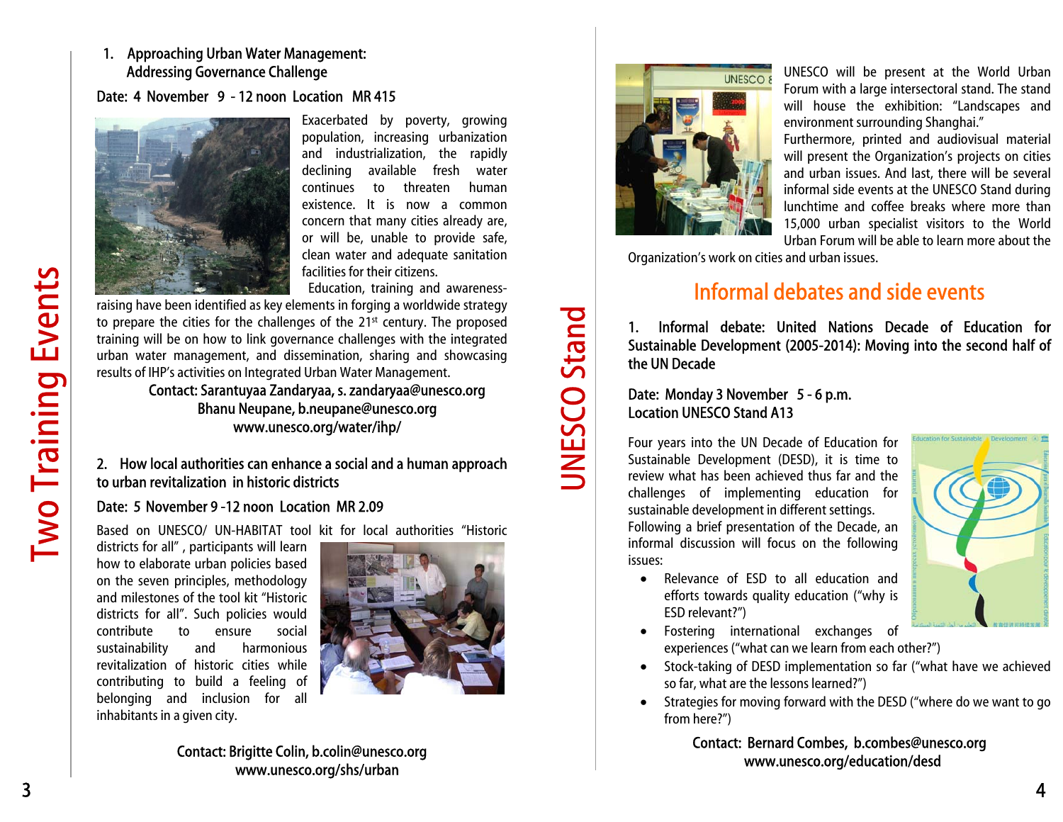# Two Training Events

## 1. Approaching Urban Water Management: Addressing Governance Challenge

**Date: 4 November 9 - 12 noon Location MR 415**

Exacerbated by poverty, growing population, increasing urbanization and industrialization, the rapidly declining available fresh water continues to threaten human existence. It is now a common concern that many cities already are, or will be, unable to provide safe, clean water and adequate sanitation facilities for their citizens.

Education, training and awareness-raising have been identified as key elements in forging a worldwide strategy to prepare the cities for the challenges of the 21st century. The proposed training will be on how to link governance challenges with the integrated urban water management, and dissemination, sharing and showcasing results of IHP's activities on Integrated Urban Water Management.

**Contact: Sarantuyaa Zandaryaa, s.zandaryaa@unesco.org**
**Bhanu Neupane, b.neupane@unesco.org**
**www.unesco.org/water/ihp/**

## 2. How local authorities can enhance a social and a human approach to urban revitalization in historic districts

**Date: 5 November 9 -12 noon Location MR 2.09**

Based on UNESCO/ UN-HABITAT tool kit for local authorities "Historic districts for all", participants will learn how to elaborate urban policies based on the seven principles, methodology and milestones of the tool kit "Historic districts for all". Such policies would contribute to ensure social sustainability and harmonious revitalization of historic cities while contributing to build a feeling of belonging and inclusion for all inhabitants in a given city.

**Contact: Brigitte Colin, b.colin@unesco.org**
**www.unesco.org/shs/urban**

# UNESCO Stand

UNESCO will be present at the World Urban Forum with a large intersectoral stand. The stand will house the exhibition: "Landscapes and environment surrounding Shanghai." Furthermore, printed and audiovisual material will present the Organization's projects on cities and urban issues. And last, there will be several informal side events at the UNESCO Stand during lunchtime and coffee breaks where more than 15,000 urban specialist visitors to the World Urban Forum will be able to learn more about the Organization's work on cities and urban issues.

## Informal debates and side events

### 1. Informal debate: United Nations Decade of Education for Sustainable Development (2005-2014): Moving into the second half of the UN Decade

**Date: Monday 3 November 5 - 6 p.m.**
**Location UNESCO Stand A13**

Four years into the UN Decade of Education for Sustainable Development (DESD), it is time to review what has been achieved thus far and the challenges of implementing education for sustainable development in different settings.

Following a brief presentation of the Decade, an informal discussion will focus on the following issues:

- Relevance of ESD to all education and efforts towards quality education ("why is ESD relevant?")
- Fostering international exchanges of experiences ("what can we learn from each other?")
- Stock-taking of DESD implementation so far ("what have we achieved so far, what are the lessons learned?")
- Strategies for moving forward with the DESD ("where do we want to go from here?")

**Contact: Bernard Combes, b.combes@unesco.org**
**www.unesco.org/education/desd**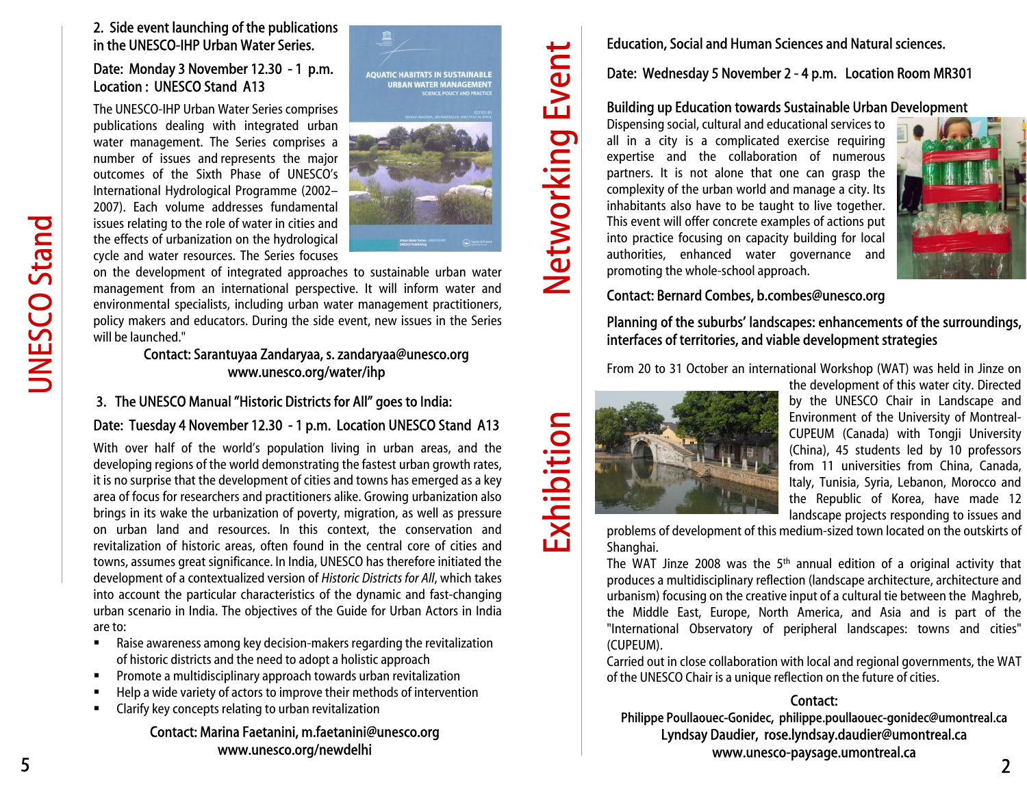# UNESCO Stand

## 2. Side event launching of the publications in the UNESCO-IHP Urban Water Series.

**Date: Monday 3 November 12.30 - 1 p.m.**
**Location : UNESCO Stand A13**

The UNESCO-IHP Urban Water Series comprises publications dealing with integrated urban water management. The Series comprises a number of issues and represents the major outcomes of the Sixth Phase of UNESCO's International Hydrological Programme (2002–2007). Each volume addresses fundamental issues relating to the role of water in cities and the effects of urbanization on the hydrological cycle and water resources. The Series focuses on the development of integrated approaches to sustainable urban water management from an international perspective. It will inform water and environmental specialists, including urban water management practitioners, policy makers and educators. During the side event, new issues in the Series will be launched."

**Contact: Sarantuyaa Zandaryaa, s. zandaryaa@unesco.org**
**www.unesco.org/water/ihp**

## 3. The UNESCO Manual "Historic Districts for All" goes to India:

**Date: Tuesday 4 November 12.30 - 1 p.m. Location UNESCO Stand A13**

With over half of the world's population living in urban areas, and the developing regions of the world demonstrating the fastest urban growth rates, it is no surprise that the development of cities and towns has emerged as a key area of focus for researchers and practitioners alike. Growing urbanization also brings in its wake the urbanization of poverty, migration, as well as pressure on urban land and resources. In this context, the conservation and revitalization of historic areas, often found in the central core of cities and towns, assumes great significance. In India, UNESCO has therefore initiated the development of a contextualized version of *Historic Districts for All*, which takes into account the particular characteristics of the dynamic and fast-changing urban scenario in India. The objectives of the Guide for Urban Actors in India are to:

- Raise awareness among key decision-makers regarding the revitalization of historic districts and the need to adopt a holistic approach
- Promote a multidisciplinary approach towards urban revitalization
- Help a wide variety of actors to improve their methods of intervention
- Clarify key concepts relating to urban revitalization

**Contact: Marina Faetanini, m.faetanini@unesco.org**
**www.unesco.org/newdelhi**

# Networking Event

**Education, Social and Human Sciences and Natural sciences.**

**Date: Wednesday 5 November 2 - 4 p.m. Location Room MR301**

### Building up Education towards Sustainable Urban Development

Dispensing social, cultural and educational services to all in a city is a complicated exercise requiring expertise and the collaboration of numerous partners. It is not alone that one can grasp the complexity of the urban world and manage a city. Its inhabitants also have to be taught to live together. This event will offer concrete examples of actions put into practice focusing on capacity building for local authorities, enhanced water governance and promoting the whole-school approach.

**Contact: Bernard Combes, b.combes@unesco.org**

# Exhibition

### Planning of the suburbs' landscapes: enhancements of the surroundings, interfaces of territories, and viable development strategies

From 20 to 31 October an international Workshop (WAT) was held in Jinze on the development of this water city. Directed by the UNESCO Chair in Landscape and Environment of the University of Montreal-CUPEUM (Canada) with Tongji University (China), 45 students led by 10 professors from 11 universities from China, Canada, Italy, Tunisia, Syria, Lebanon, Morocco and the Republic of Korea, have made 12 landscape projects responding to issues and problems of development of this medium-sized town located on the outskirts of Shanghai.

The WAT Jinze 2008 was the 5th annual edition of a original activity that produces a multidisciplinary reflection (landscape architecture, architecture and urbanism) focusing on the creative input of a cultural tie between the Maghreb, the Middle East, Europe, North America, and Asia and is part of the "International Observatory of peripheral landscapes: towns and cities" (CUPEUM).

Carried out in close collaboration with local and regional governments, the WAT of the UNESCO Chair is a unique reflection on the future of cities.

**Contact:**
**Philippe Poullaouec-Gonidec, philippe.poullaouec-gonidec@umontreal.ca**
**Lyndsay Daudier, rose.lyndsay.daudier@umontreal.ca**
**www.unesco-paysage.umontreal.ca**